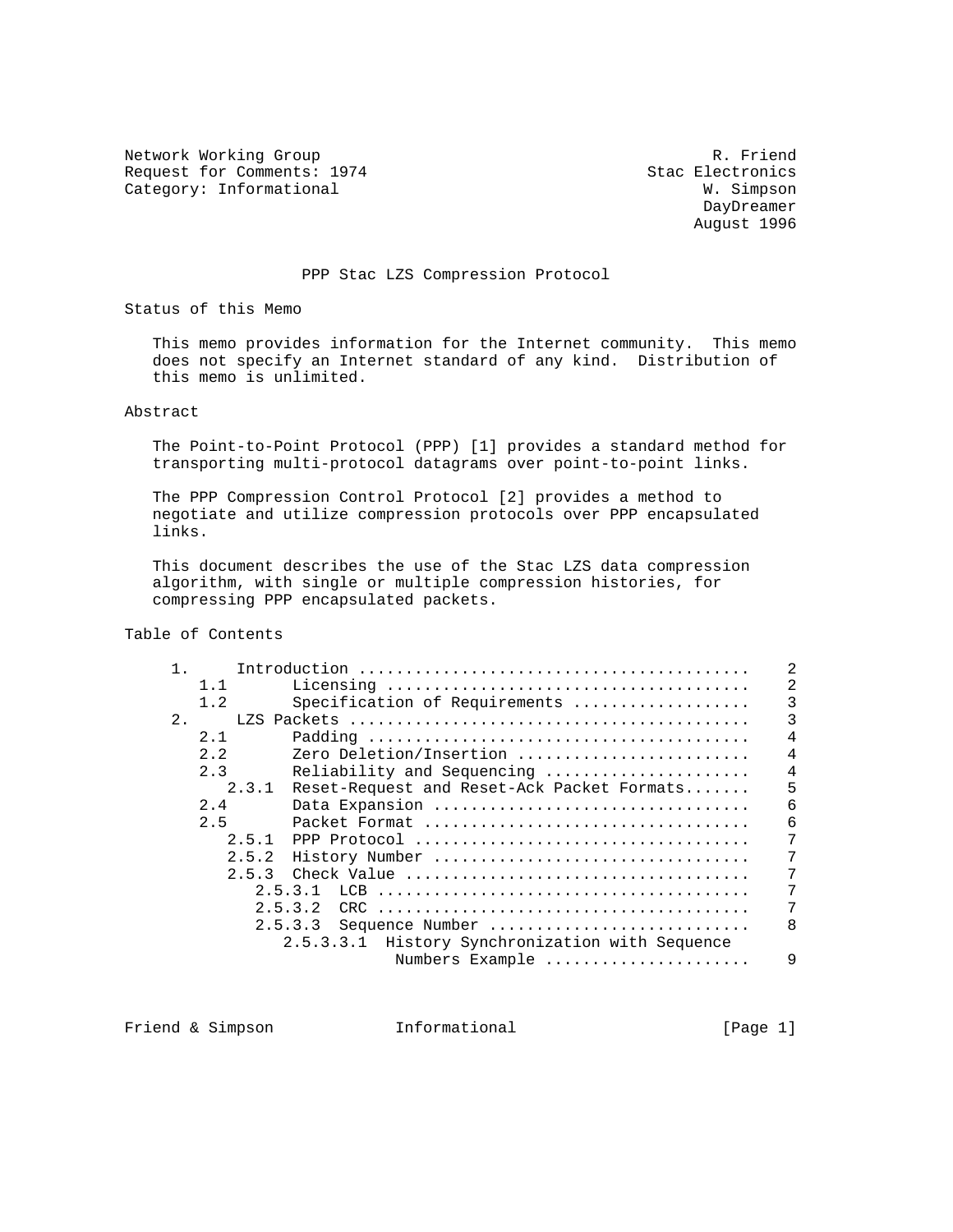Network Working Group                                          R. Friend
Request for Comments: 1974                              Stac Electronics
Category: Informational                                       W. Simpson
                                                              DayDreamer
                                                             August 1996

# PPP Stac LZS Compression Protocol

## Status of this Memo

This memo provides information for the Internet community. This memo does not specify an Internet standard of any kind. Distribution of this memo is unlimited.

## Abstract

The Point-to-Point Protocol (PPP) [1] provides a standard method for transporting multi-protocol datagrams over point-to-point links.

The PPP Compression Control Protocol [2] provides a method to negotiate and utilize compression protocols over PPP encapsulated links.

This document describes the use of the Stac LZS data compression algorithm, with single or multiple compression histories, for compressing PPP encapsulated packets.

## Table of Contents

```
     1.     Introduction ..........................................    2
        1.1       Licensing .......................................    2
        1.2       Specification of Requirements ...................    3
     2.     LZS Packets ...........................................    3
        2.1       Padding .........................................    4
        2.2       Zero Deletion/Insertion .........................    4
        2.3       Reliability and Sequencing ......................    4
           2.3.1  Reset-Request and Reset-Ack Packet Formats.......    5
        2.4       Data Expansion ..................................    6
        2.5       Packet Format ...................................    6
           2.5.1  PPP Protocol ....................................    7
           2.5.2  History Number ..................................    7
           2.5.3  Check Value .....................................    7
              2.5.3.1  LCB ........................................    7
              2.5.3.2  CRC ........................................    7
              2.5.3.3  Sequence Number ............................    8
                 2.5.3.3.1  History Synchronization with Sequence
                            Numbers Example .......................    9
```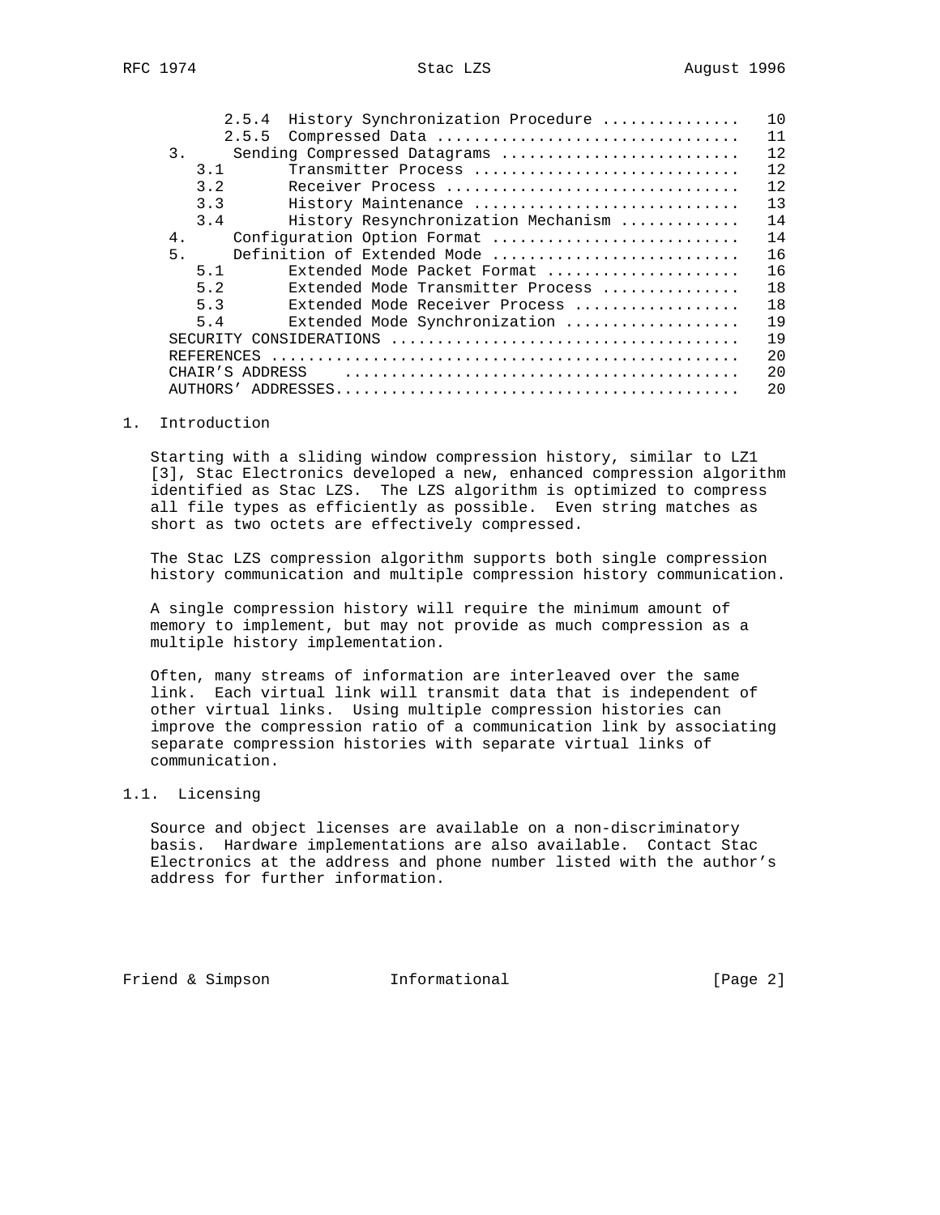```
         2.5.4  History Synchronization Procedure ...............   10
         2.5.5  Compressed Data .................................   11
   3.     Sending Compressed Datagrams ..........................   12
      3.1       Transmitter Process .............................   12
      3.2       Receiver Process ................................   12
      3.3       History Maintenance .............................   13
      3.4       History Resynchronization Mechanism .............   14
   4.     Configuration Option Format ...........................   14
   5.     Definition of Extended Mode ...........................   16
      5.1       Extended Mode Packet Format .....................   16
      5.2       Extended Mode Transmitter Process ...............   18
      5.3       Extended Mode Receiver Process ..................   18
      5.4       Extended Mode Synchronization ...................   19
   SECURITY CONSIDERATIONS ......................................   19
   REFERENCES ...................................................   20
   CHAIR'S ADDRESS   ............................................   20
   AUTHORS' ADDRESSES............................................   20
```

## 1. Introduction

Starting with a sliding window compression history, similar to LZ1 [3], Stac Electronics developed a new, enhanced compression algorithm identified as Stac LZS. The LZS algorithm is optimized to compress all file types as efficiently as possible. Even string matches as short as two octets are effectively compressed.

The Stac LZS compression algorithm supports both single compression history communication and multiple compression history communication.

A single compression history will require the minimum amount of memory to implement, but may not provide as much compression as a multiple history implementation.

Often, many streams of information are interleaved over the same link. Each virtual link will transmit data that is independent of other virtual links. Using multiple compression histories can improve the compression ratio of a communication link by associating separate compression histories with separate virtual links of communication.

### 1.1. Licensing

Source and object licenses are available on a non-discriminatory basis. Hardware implementations are also available. Contact Stac Electronics at the address and phone number listed with the author's address for further information.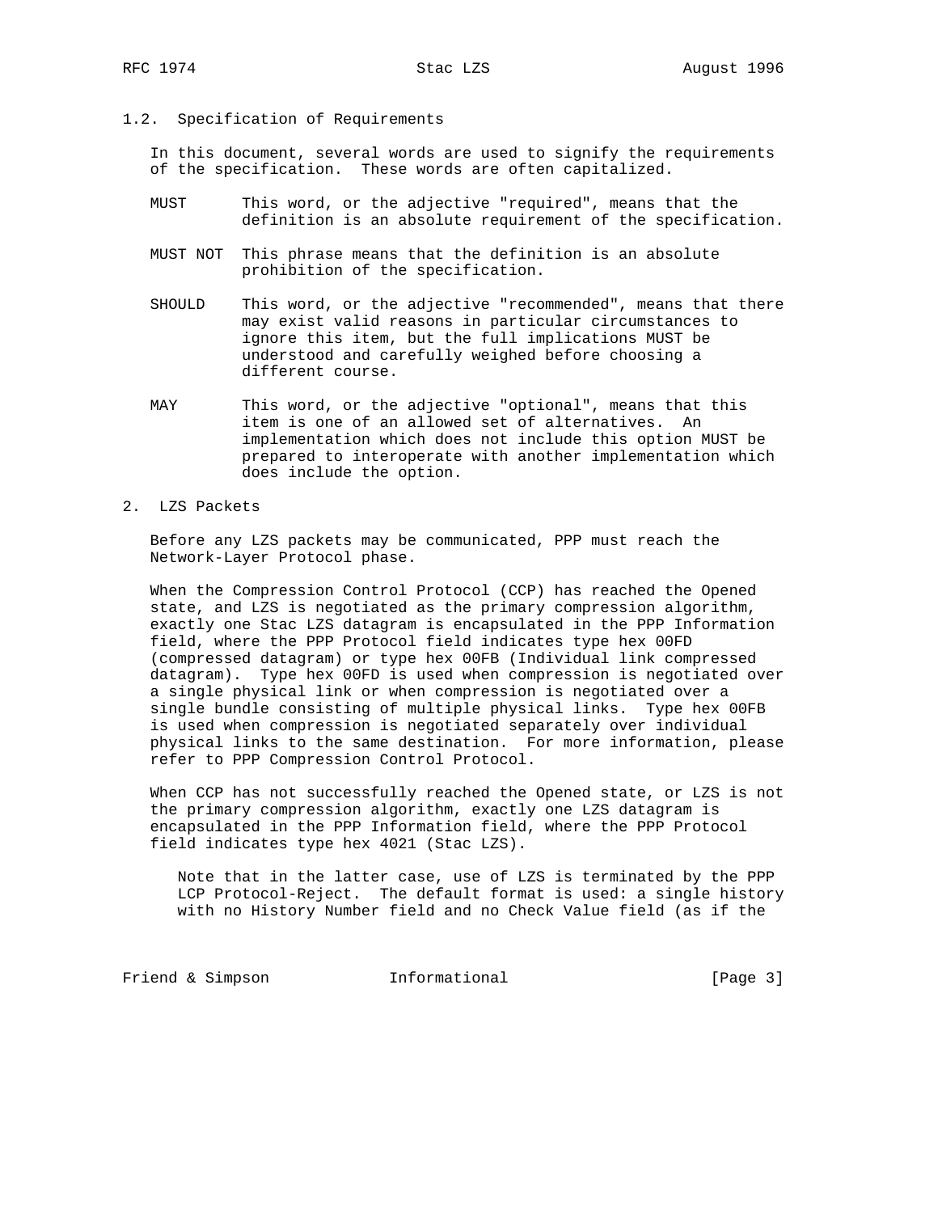## 1.2. Specification of Requirements

In this document, several words are used to signify the requirements of the specification. These words are often capitalized.

- **MUST** This word, or the adjective "required", means that the definition is an absolute requirement of the specification.

- **MUST NOT** This phrase means that the definition is an absolute prohibition of the specification.

- **SHOULD** This word, or the adjective "recommended", means that there may exist valid reasons in particular circumstances to ignore this item, but the full implications MUST be understood and carefully weighed before choosing a different course.

- **MAY** This word, or the adjective "optional", means that this item is one of an allowed set of alternatives. An implementation which does not include this option MUST be prepared to interoperate with another implementation which does include the option.

# 2. LZS Packets

Before any LZS packets may be communicated, PPP must reach the Network-Layer Protocol phase.

When the Compression Control Protocol (CCP) has reached the Opened state, and LZS is negotiated as the primary compression algorithm, exactly one Stac LZS datagram is encapsulated in the PPP Information field, where the PPP Protocol field indicates type hex 00FD (compressed datagram) or type hex 00FB (Individual link compressed datagram). Type hex 00FD is used when compression is negotiated over a single physical link or when compression is negotiated over a single bundle consisting of multiple physical links. Type hex 00FB is used when compression is negotiated separately over individual physical links to the same destination. For more information, please refer to PPP Compression Control Protocol.

When CCP has not successfully reached the Opened state, or LZS is not the primary compression algorithm, exactly one LZS datagram is encapsulated in the PPP Information field, where the PPP Protocol field indicates type hex 4021 (Stac LZS).

> Note that in the latter case, use of LZS is terminated by the PPP LCP Protocol-Reject. The default format is used: a single history with no History Number field and no Check Value field (as if the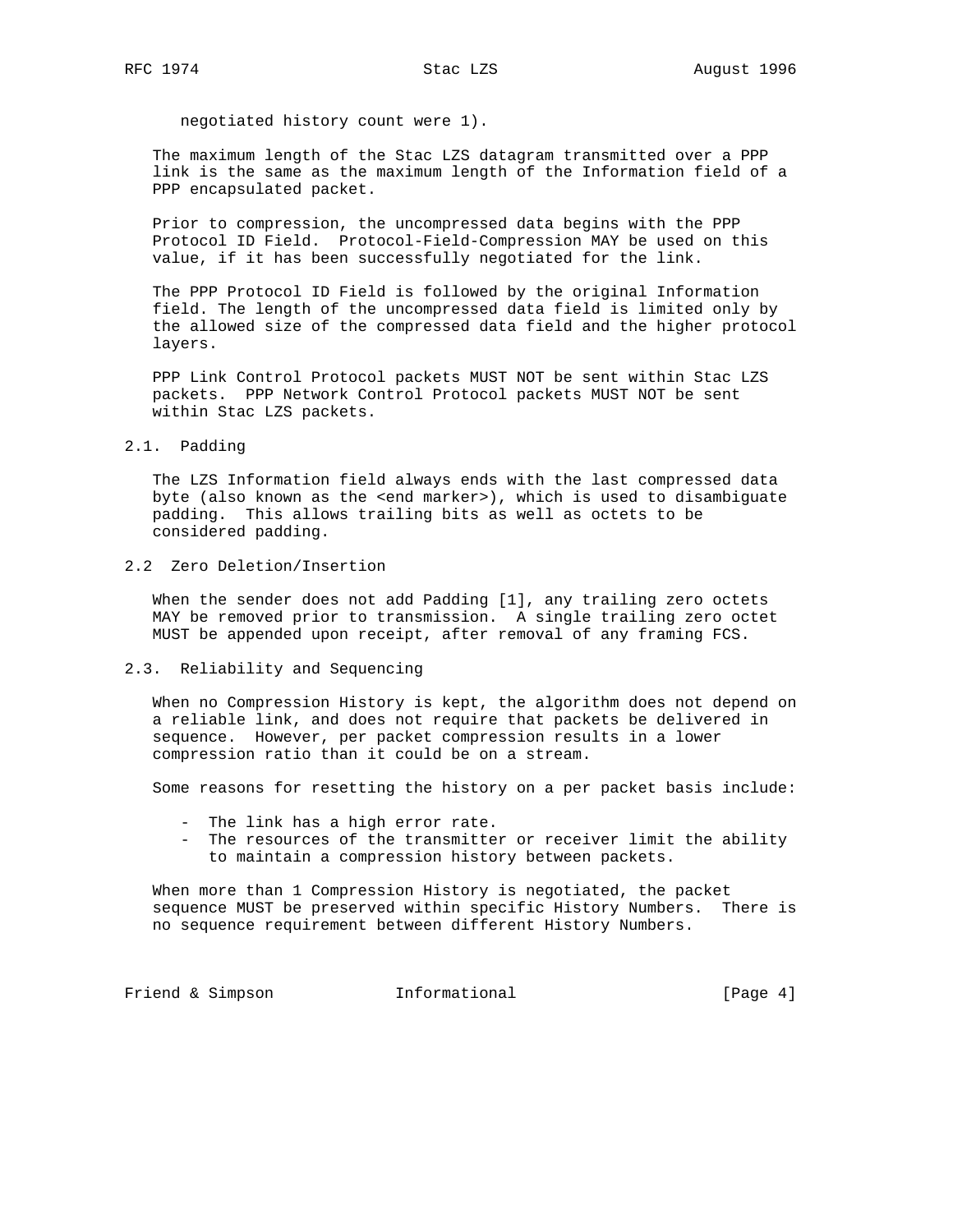negotiated history count were 1).

The maximum length of the Stac LZS datagram transmitted over a PPP link is the same as the maximum length of the Information field of a PPP encapsulated packet.

Prior to compression, the uncompressed data begins with the PPP Protocol ID Field. Protocol-Field-Compression MAY be used on this value, if it has been successfully negotiated for the link.

The PPP Protocol ID Field is followed by the original Information field. The length of the uncompressed data field is limited only by the allowed size of the compressed data field and the higher protocol layers.

PPP Link Control Protocol packets MUST NOT be sent within Stac LZS packets. PPP Network Control Protocol packets MUST NOT be sent within Stac LZS packets.

## 2.1. Padding

The LZS Information field always ends with the last compressed data byte (also known as the <end marker>), which is used to disambiguate padding. This allows trailing bits as well as octets to be considered padding.

## 2.2 Zero Deletion/Insertion

When the sender does not add Padding [1], any trailing zero octets MAY be removed prior to transmission. A single trailing zero octet MUST be appended upon receipt, after removal of any framing FCS.

## 2.3. Reliability and Sequencing

When no Compression History is kept, the algorithm does not depend on a reliable link, and does not require that packets be delivered in sequence. However, per packet compression results in a lower compression ratio than it could be on a stream.

Some reasons for resetting the history on a per packet basis include:

- The link has a high error rate.
- The resources of the transmitter or receiver limit the ability to maintain a compression history between packets.

When more than 1 Compression History is negotiated, the packet sequence MUST be preserved within specific History Numbers. There is no sequence requirement between different History Numbers.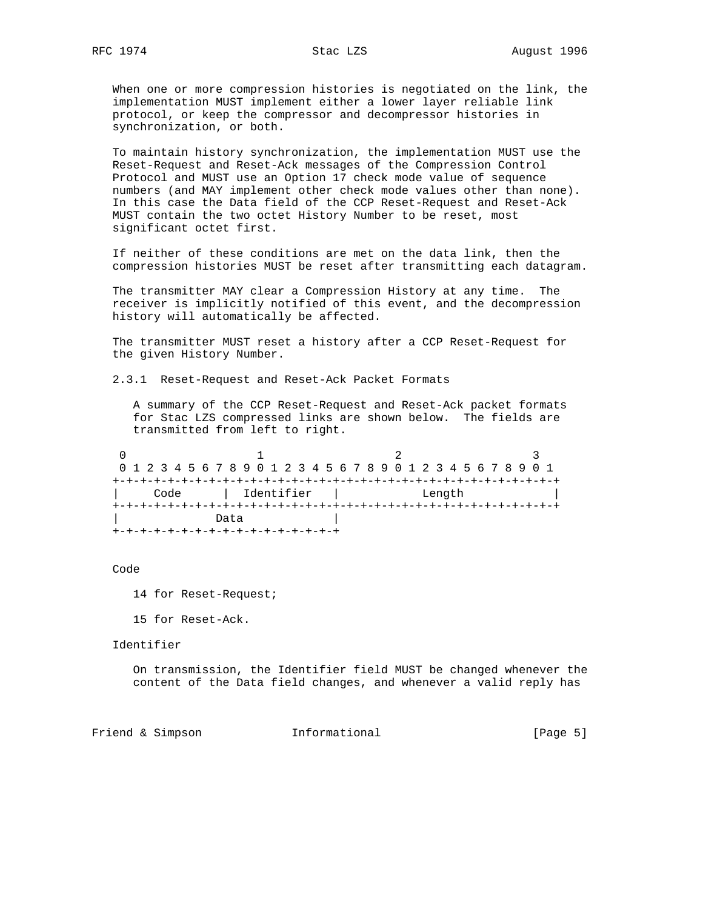When one or more compression histories is negotiated on the link, the implementation MUST implement either a lower layer reliable link protocol, or keep the compressor and decompressor histories in synchronization, or both.

To maintain history synchronization, the implementation MUST use the Reset-Request and Reset-Ack messages of the Compression Control Protocol and MUST use an Option 17 check mode value of sequence numbers (and MAY implement other check mode values other than none). In this case the Data field of the CCP Reset-Request and Reset-Ack MUST contain the two octet History Number to be reset, most significant octet first.

If neither of these conditions are met on the data link, then the compression histories MUST be reset after transmitting each datagram.

The transmitter MAY clear a Compression History at any time. The receiver is implicitly notified of this event, and the decompression history will automatically be affected.

The transmitter MUST reset a history after a CCP Reset-Request for the given History Number.

### 2.3.1 Reset-Request and Reset-Ack Packet Formats

A summary of the CCP Reset-Request and Reset-Ack packet formats for Stac LZS compressed links are shown below. The fields are transmitted from left to right.

```
 0                   1                   2                   3
 0 1 2 3 4 5 6 7 8 9 0 1 2 3 4 5 6 7 8 9 0 1 2 3 4 5 6 7 8 9 0 1
+-+-+-+-+-+-+-+-+-+-+-+-+-+-+-+-+-+-+-+-+-+-+-+-+-+-+-+-+-+-+-+-+
|     Code      |  Identifier   |            Length             |
+-+-+-+-+-+-+-+-+-+-+-+-+-+-+-+-+-+-+-+-+-+-+-+-+-+-+-+-+-+-+-+-+
|             Data              |
+-+-+-+-+-+-+-+-+-+-+-+-+-+-+-+-+
```

Code

14 for Reset-Request;

15 for Reset-Ack.

Identifier

On transmission, the Identifier field MUST be changed whenever the content of the Data field changes, and whenever a valid reply has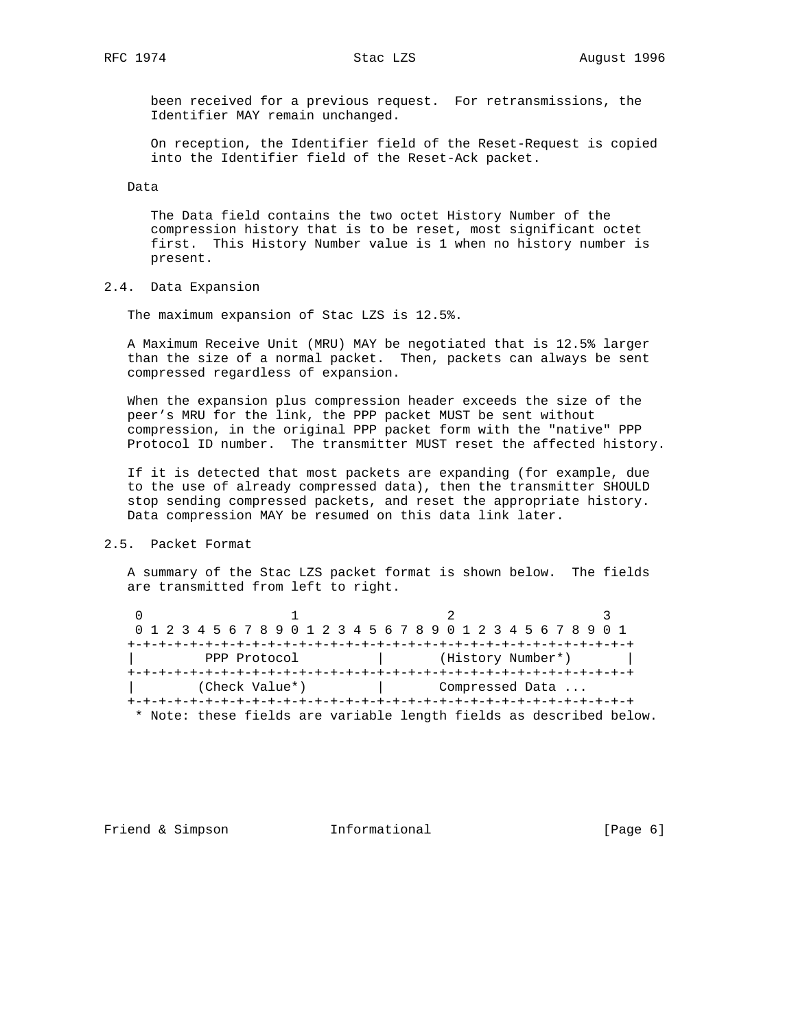been received for a previous request. For retransmissions, the Identifier MAY remain unchanged.

On reception, the Identifier field of the Reset-Request is copied into the Identifier field of the Reset-Ack packet.

Data

The Data field contains the two octet History Number of the compression history that is to be reset, most significant octet first. This History Number value is 1 when no history number is present.

## 2.4. Data Expansion

The maximum expansion of Stac LZS is 12.5%.

A Maximum Receive Unit (MRU) MAY be negotiated that is 12.5% larger than the size of a normal packet. Then, packets can always be sent compressed regardless of expansion.

When the expansion plus compression header exceeds the size of the peer's MRU for the link, the PPP packet MUST be sent without compression, in the original PPP packet form with the "native" PPP Protocol ID number. The transmitter MUST reset the affected history.

If it is detected that most packets are expanding (for example, due to the use of already compressed data), then the transmitter SHOULD stop sending compressed packets, and reset the appropriate history. Data compression MAY be resumed on this data link later.

## 2.5. Packet Format

A summary of the Stac LZS packet format is shown below. The fields are transmitted from left to right.

```
 0                   1                   2                   3
 0 1 2 3 4 5 6 7 8 9 0 1 2 3 4 5 6 7 8 9 0 1 2 3 4 5 6 7 8 9 0 1
+-+-+-+-+-+-+-+-+-+-+-+-+-+-+-+-+-+-+-+-+-+-+-+-+-+-+-+-+-+-+-+-+
|         PPP Protocol          |       (History Number*)       |
+-+-+-+-+-+-+-+-+-+-+-+-+-+-+-+-+-+-+-+-+-+-+-+-+-+-+-+-+-+-+-+-+
|        (Check Value*)         |       Compressed Data ...
+-+-+-+-+-+-+-+-+-+-+-+-+-+-+-+-+-+-+-+-+-+-+-+-+-+-+-+-+-+-+-+-+
 * Note: these fields are variable length fields as described below.
```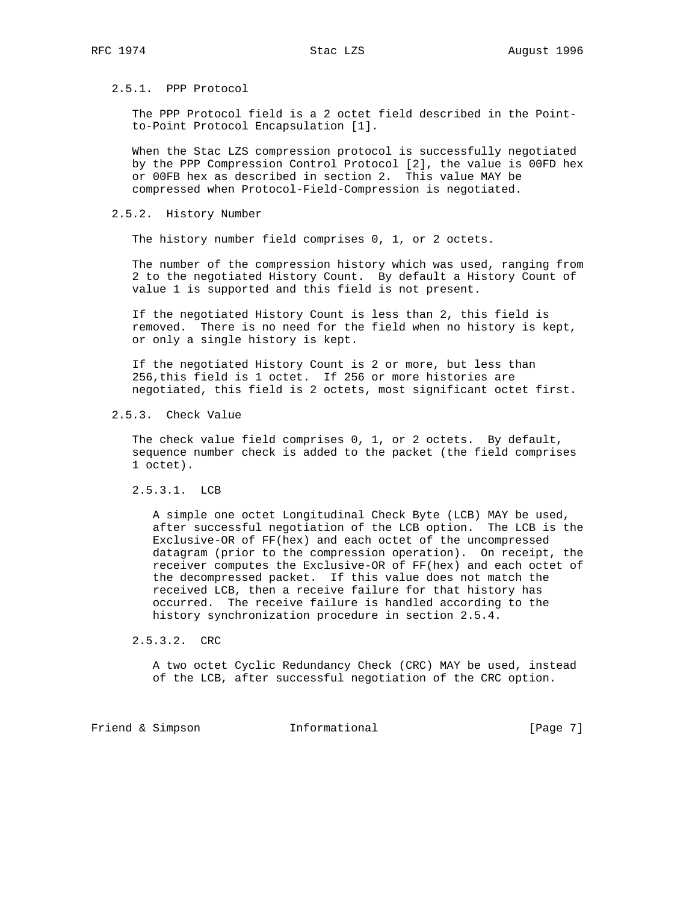### 2.5.1. PPP Protocol

The PPP Protocol field is a 2 octet field described in the Point-to-Point Protocol Encapsulation [1].

When the Stac LZS compression protocol is successfully negotiated by the PPP Compression Control Protocol [2], the value is 00FD hex or 00FB hex as described in section 2. This value MAY be compressed when Protocol-Field-Compression is negotiated.

### 2.5.2. History Number

The history number field comprises 0, 1, or 2 octets.

The number of the compression history which was used, ranging from 2 to the negotiated History Count. By default a History Count of value 1 is supported and this field is not present.

If the negotiated History Count is less than 2, this field is removed. There is no need for the field when no history is kept, or only a single history is kept.

If the negotiated History Count is 2 or more, but less than 256,this field is 1 octet. If 256 or more histories are negotiated, this field is 2 octets, most significant octet first.

### 2.5.3. Check Value

The check value field comprises 0, 1, or 2 octets. By default, sequence number check is added to the packet (the field comprises 1 octet).

#### 2.5.3.1. LCB

A simple one octet Longitudinal Check Byte (LCB) MAY be used, after successful negotiation of the LCB option. The LCB is the Exclusive-OR of FF(hex) and each octet of the uncompressed datagram (prior to the compression operation). On receipt, the receiver computes the Exclusive-OR of FF(hex) and each octet of the decompressed packet. If this value does not match the received LCB, then a receive failure for that history has occurred. The receive failure is handled according to the history synchronization procedure in section 2.5.4.

#### 2.5.3.2. CRC

A two octet Cyclic Redundancy Check (CRC) MAY be used, instead of the LCB, after successful negotiation of the CRC option.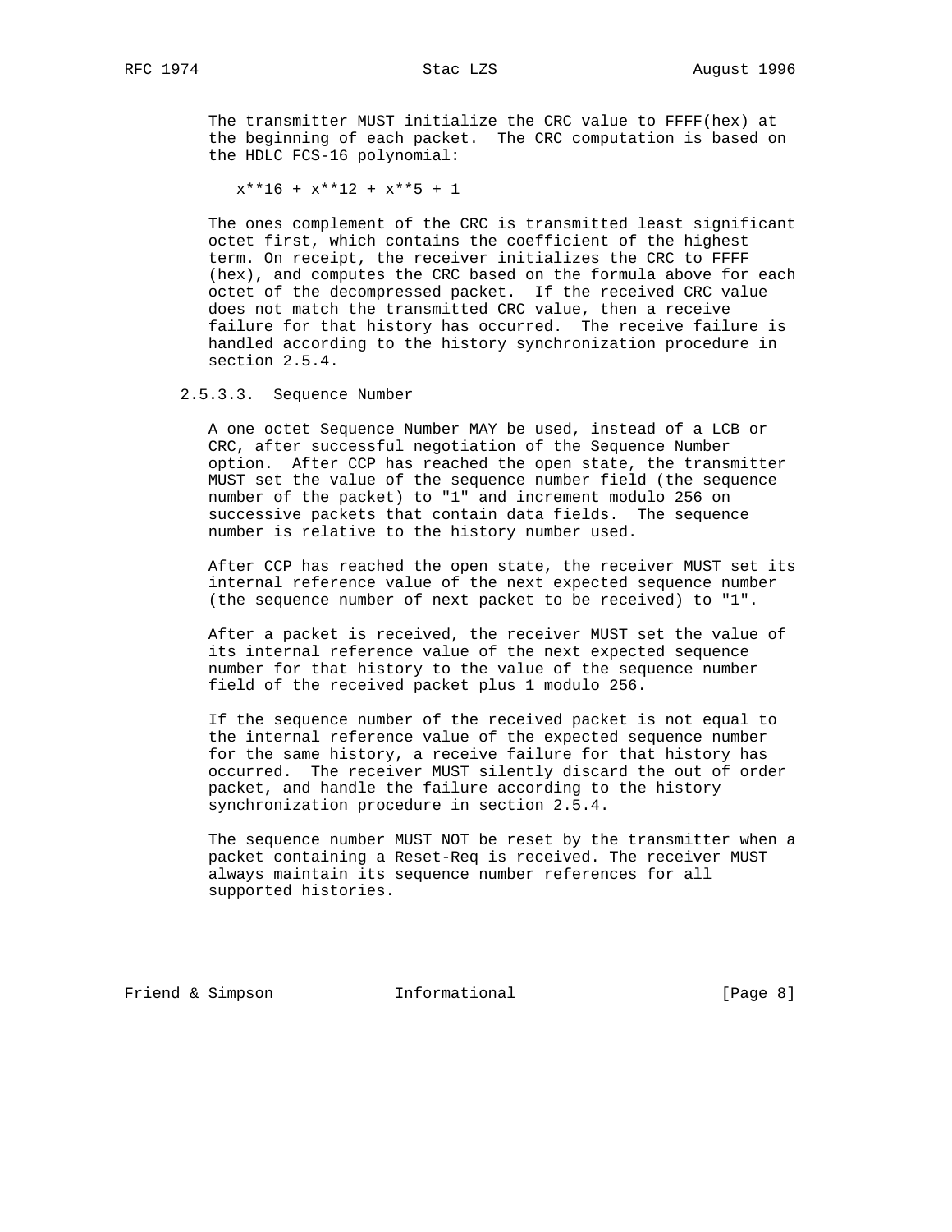The transmitter MUST initialize the CRC value to FFFF(hex) at the beginning of each packet. The CRC computation is based on the HDLC FCS-16 polynomial:

$$x^{16} + x^{12} + x^5 + 1$$

The ones complement of the CRC is transmitted least significant octet first, which contains the coefficient of the highest term. On receipt, the receiver initializes the CRC to FFFF (hex), and computes the CRC based on the formula above for each octet of the decompressed packet. If the received CRC value does not match the transmitted CRC value, then a receive failure for that history has occurred. The receive failure is handled according to the history synchronization procedure in section 2.5.4.

#### 2.5.3.3. Sequence Number

A one octet Sequence Number MAY be used, instead of a LCB or CRC, after successful negotiation of the Sequence Number option. After CCP has reached the open state, the transmitter MUST set the value of the sequence number field (the sequence number of the packet) to "1" and increment modulo 256 on successive packets that contain data fields. The sequence number is relative to the history number used.

After CCP has reached the open state, the receiver MUST set its internal reference value of the next expected sequence number (the sequence number of next packet to be received) to "1".

After a packet is received, the receiver MUST set the value of its internal reference value of the next expected sequence number for that history to the value of the sequence number field of the received packet plus 1 modulo 256.

If the sequence number of the received packet is not equal to the internal reference value of the expected sequence number for the same history, a receive failure for that history has occurred. The receiver MUST silently discard the out of order packet, and handle the failure according to the history synchronization procedure in section 2.5.4.

The sequence number MUST NOT be reset by the transmitter when a packet containing a Reset-Req is received. The receiver MUST always maintain its sequence number references for all supported histories.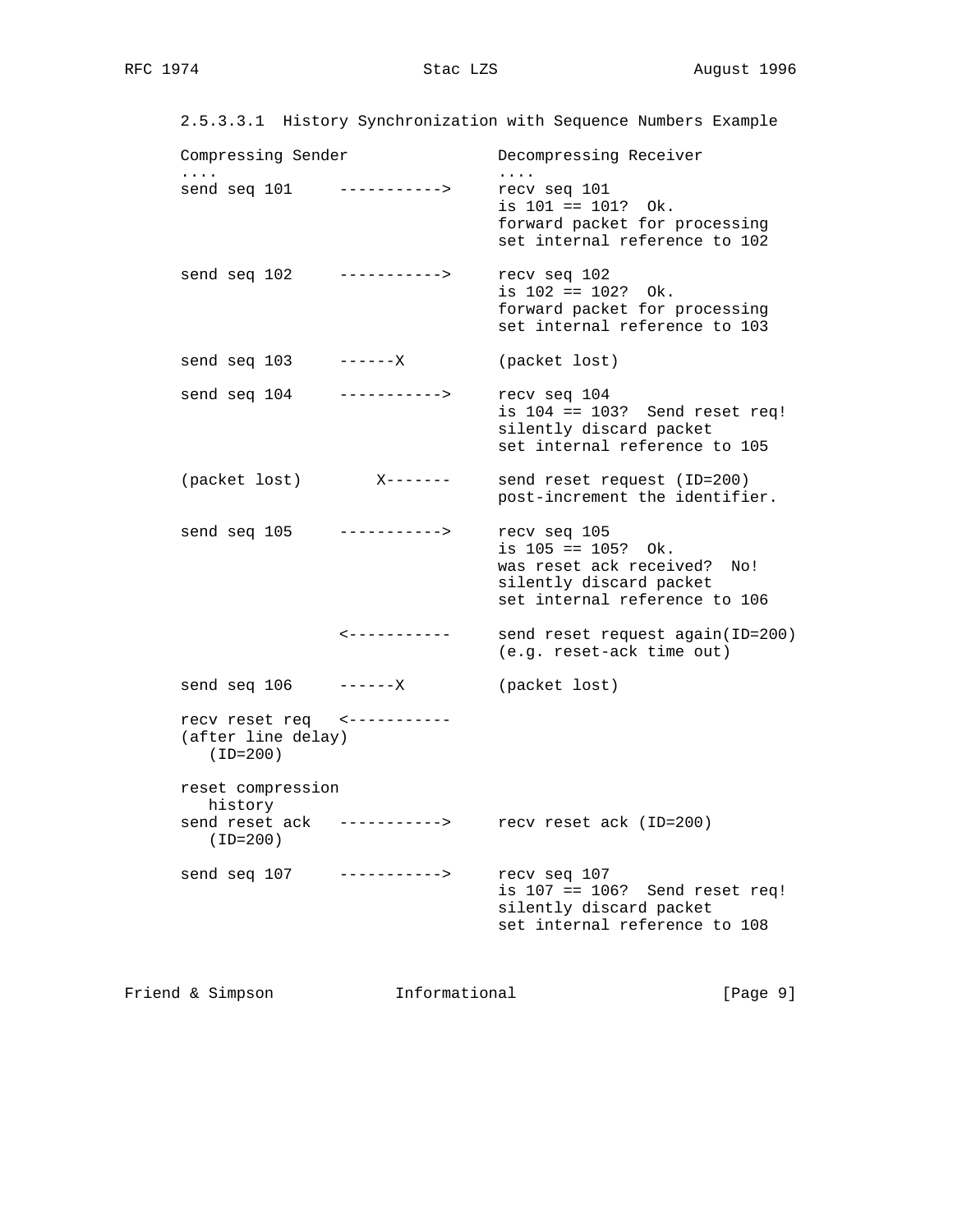#### 2.5.3.3.1 History Synchronization with Sequence Numbers Example

```
Compressing Sender                 Decompressing Receiver
....                               ....
send seq 101     ----------->      recv seq 101
                                   is 101 == 101?  Ok.
                                   forward packet for processing
                                   set internal reference to 102

send seq 102     ----------->      recv seq 102
                                   is 102 == 102?  Ok.
                                   forward packet for processing
                                   set internal reference to 103

send seq 103     ------X           (packet lost)

send seq 104     ----------->      recv seq 104
                                   is 104 == 103?  Send reset req!
                                   silently discard packet
                                   set internal reference to 105

(packet lost)        X-------      send reset request (ID=200)
                                   post-increment the identifier.

send seq 105     ----------->      recv seq 105
                                   is 105 == 105?  Ok.
                                   was reset ack received?  No!
                                   silently discard packet
                                   set internal reference to 106

                 <-----------      send reset request again(ID=200)
                                   (e.g. reset-ack time out)

send seq 106     ------X           (packet lost)

recv reset req   <-----------
(after line delay)
   (ID=200)

reset compression
   history
send reset ack   ----------->      recv reset ack (ID=200)
   (ID=200)

send seq 107     ----------->      recv seq 107
                                   is 107 == 106?  Send reset req!
                                   silently discard packet
                                   set internal reference to 108
```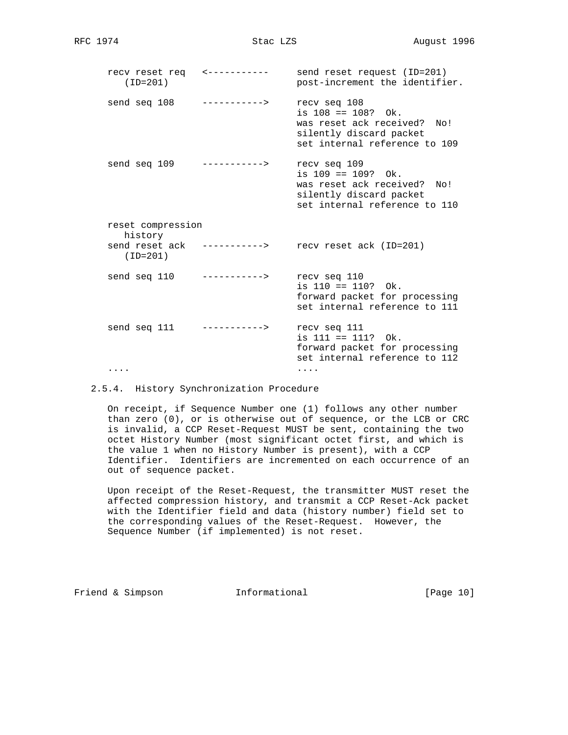```
recv reset req   <-----------     send reset request (ID=201)
   (ID=201)                       post-increment the identifier.

send seq 108     ----------->     recv seq 108
                                  is 108 == 108?  Ok.
                                  was reset ack received?  No!
                                  silently discard packet
                                  set internal reference to 109

send seq 109     ----------->     recv seq 109
                                  is 109 == 109?  Ok.
                                  was reset ack received?  No!
                                  silently discard packet
                                  set internal reference to 110

reset compression
   history
send reset ack   ----------->     recv reset ack (ID=201)
   (ID=201)

send seq 110     ----------->     recv seq 110
                                  is 110 == 110?  Ok.
                                  forward packet for processing
                                  set internal reference to 111

send seq 111     ----------->     recv seq 111
                                  is 111 == 111?  Ok.
                                  forward packet for processing
                                  set internal reference to 112
....                              ....
```

### 2.5.4. History Synchronization Procedure

On receipt, if Sequence Number one (1) follows any other number than zero (0), or is otherwise out of sequence, or the LCB or CRC is invalid, a CCP Reset-Request MUST be sent, containing the two octet History Number (most significant octet first, and which is the value 1 when no History Number is present), with a CCP Identifier. Identifiers are incremented on each occurrence of an out of sequence packet.

Upon receipt of the Reset-Request, the transmitter MUST reset the affected compression history, and transmit a CCP Reset-Ack packet with the Identifier field and data (history number) field set to the corresponding values of the Reset-Request. However, the Sequence Number (if implemented) is not reset.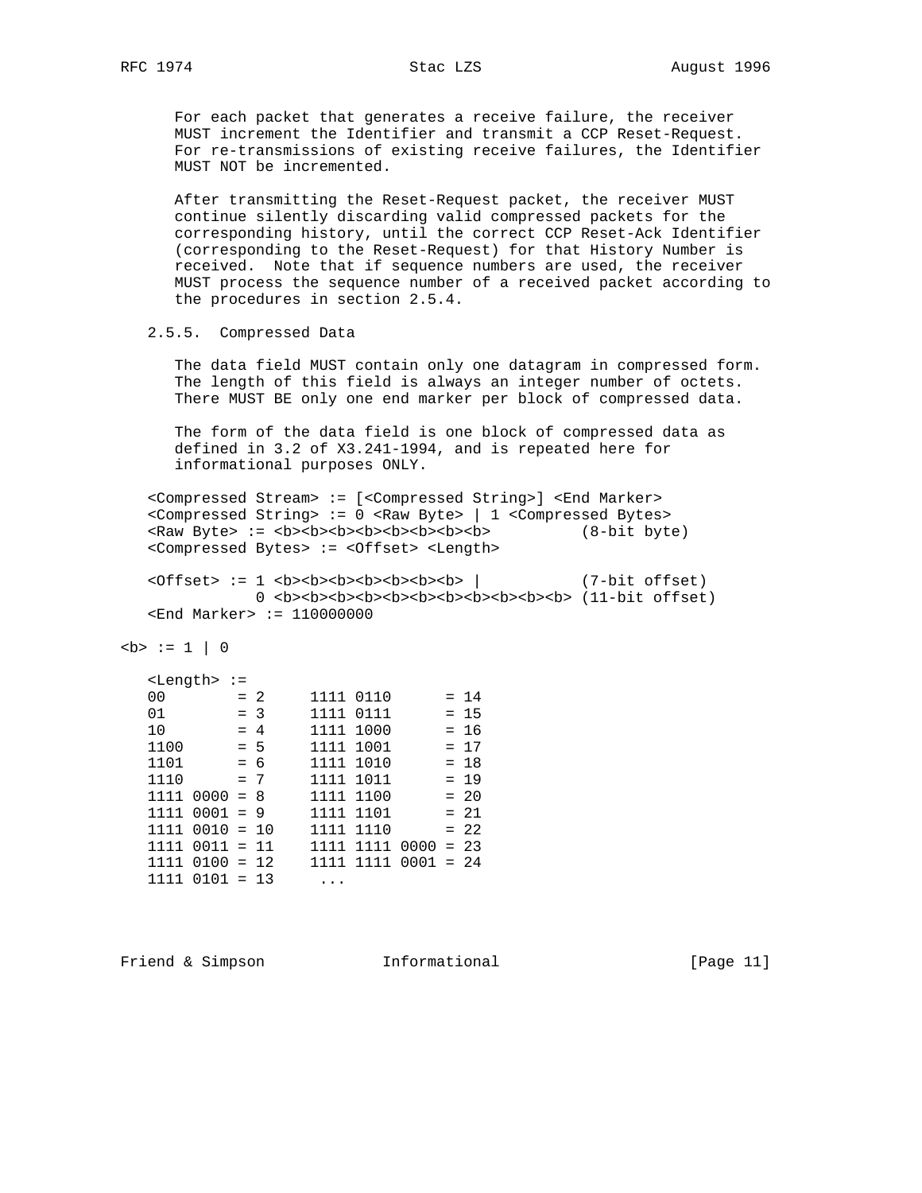For each packet that generates a receive failure, the receiver MUST increment the Identifier and transmit a CCP Reset-Request. For re-transmissions of existing receive failures, the Identifier MUST NOT be incremented.

After transmitting the Reset-Request packet, the receiver MUST continue silently discarding valid compressed packets for the corresponding history, until the correct CCP Reset-Ack Identifier (corresponding to the Reset-Request) for that History Number is received. Note that if sequence numbers are used, the receiver MUST process the sequence number of a received packet according to the procedures in section 2.5.4.

### 2.5.5. Compressed Data

The data field MUST contain only one datagram in compressed form. The length of this field is always an integer number of octets. There MUST BE only one end marker per block of compressed data.

The form of the data field is one block of compressed data as defined in 3.2 of X3.241-1994, and is repeated here for informational purposes ONLY.

```
   <Compressed Stream> := [<Compressed String>] <End Marker>
   <Compressed String> := 0 <Raw Byte> | 1 <Compressed Bytes>
   <Raw Byte> := <b><b><b><b><b><b><b><b>          (8-bit byte)
   <Compressed Bytes> := <Offset> <Length>

   <Offset> := 1 <b><b><b><b><b><b><b> |           (7-bit offset)
               0 <b><b><b><b><b><b><b><b><b><b><b> (11-bit offset)
   <End Marker> := 110000000

<b> := 1 | 0

   <Length> :=
   00        = 2     1111 0110      = 14
   01        = 3     1111 0111      = 15
   10        = 4     1111 1000      = 16
   1100      = 5     1111 1001      = 17
   1101      = 6     1111 1010      = 18
   1110      = 7     1111 1011      = 19
   1111 0000 = 8     1111 1100      = 20
   1111 0001 = 9     1111 1101      = 21
   1111 0010 = 10    1111 1110      = 22
   1111 0011 = 11    1111 1111 0000 = 23
   1111 0100 = 12    1111 1111 0001 = 24
   1111 0101 = 13     ...
```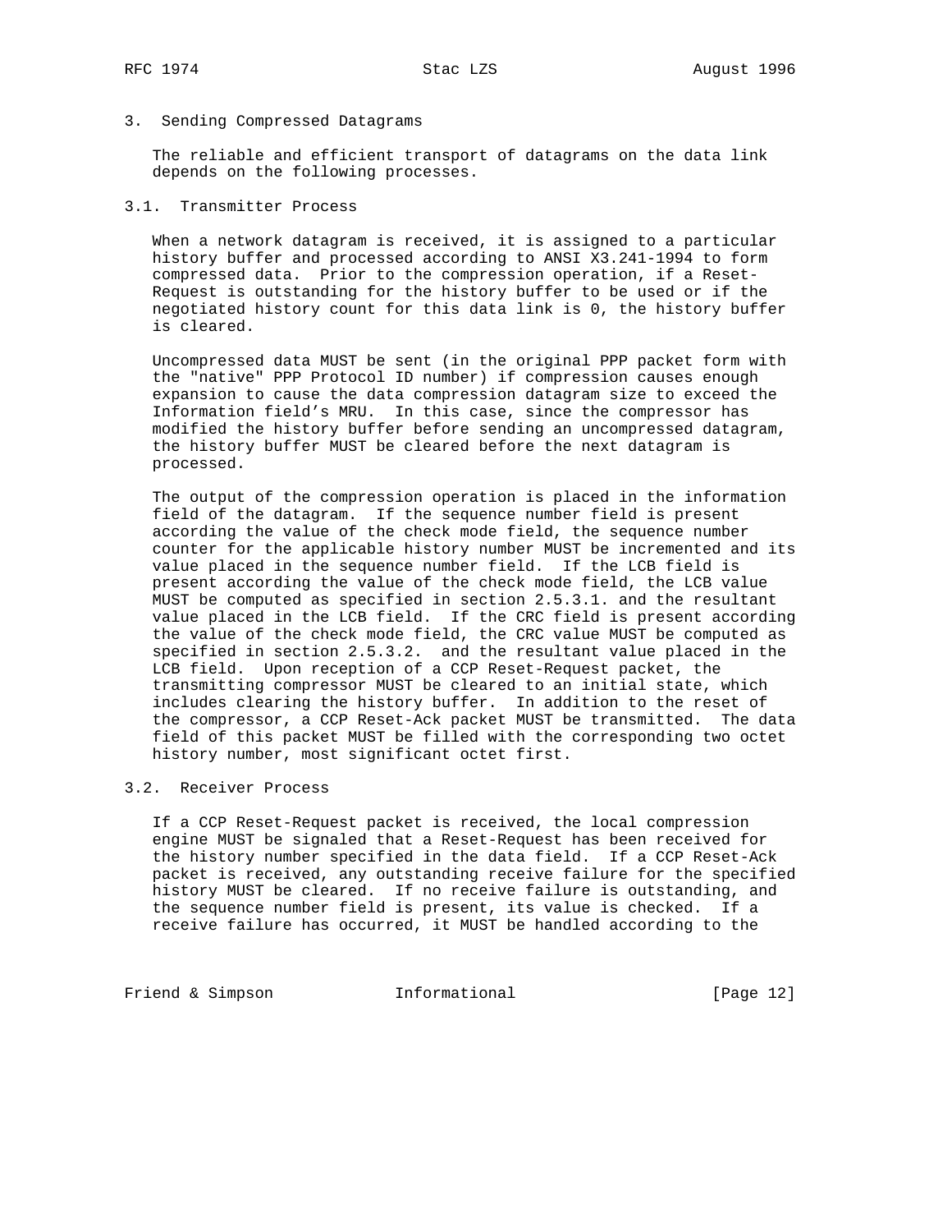## 3. Sending Compressed Datagrams

The reliable and efficient transport of datagrams on the data link depends on the following processes.

### 3.1. Transmitter Process

When a network datagram is received, it is assigned to a particular history buffer and processed according to ANSI X3.241-1994 to form compressed data. Prior to the compression operation, if a Reset-Request is outstanding for the history buffer to be used or if the negotiated history count for this data link is 0, the history buffer is cleared.

Uncompressed data MUST be sent (in the original PPP packet form with the "native" PPP Protocol ID number) if compression causes enough expansion to cause the data compression datagram size to exceed the Information field's MRU. In this case, since the compressor has modified the history buffer before sending an uncompressed datagram, the history buffer MUST be cleared before the next datagram is processed.

The output of the compression operation is placed in the information field of the datagram. If the sequence number field is present according the value of the check mode field, the sequence number counter for the applicable history number MUST be incremented and its value placed in the sequence number field. If the LCB field is present according the value of the check mode field, the LCB value MUST be computed as specified in section 2.5.3.1. and the resultant value placed in the LCB field. If the CRC field is present according the value of the check mode field, the CRC value MUST be computed as specified in section 2.5.3.2. and the resultant value placed in the LCB field. Upon reception of a CCP Reset-Request packet, the transmitting compressor MUST be cleared to an initial state, which includes clearing the history buffer. In addition to the reset of the compressor, a CCP Reset-Ack packet MUST be transmitted. The data field of this packet MUST be filled with the corresponding two octet history number, most significant octet first.

### 3.2. Receiver Process

If a CCP Reset-Request packet is received, the local compression engine MUST be signaled that a Reset-Request has been received for the history number specified in the data field. If a CCP Reset-Ack packet is received, any outstanding receive failure for the specified history MUST be cleared. If no receive failure is outstanding, and the sequence number field is present, its value is checked. If a receive failure has occurred, it MUST be handled according to the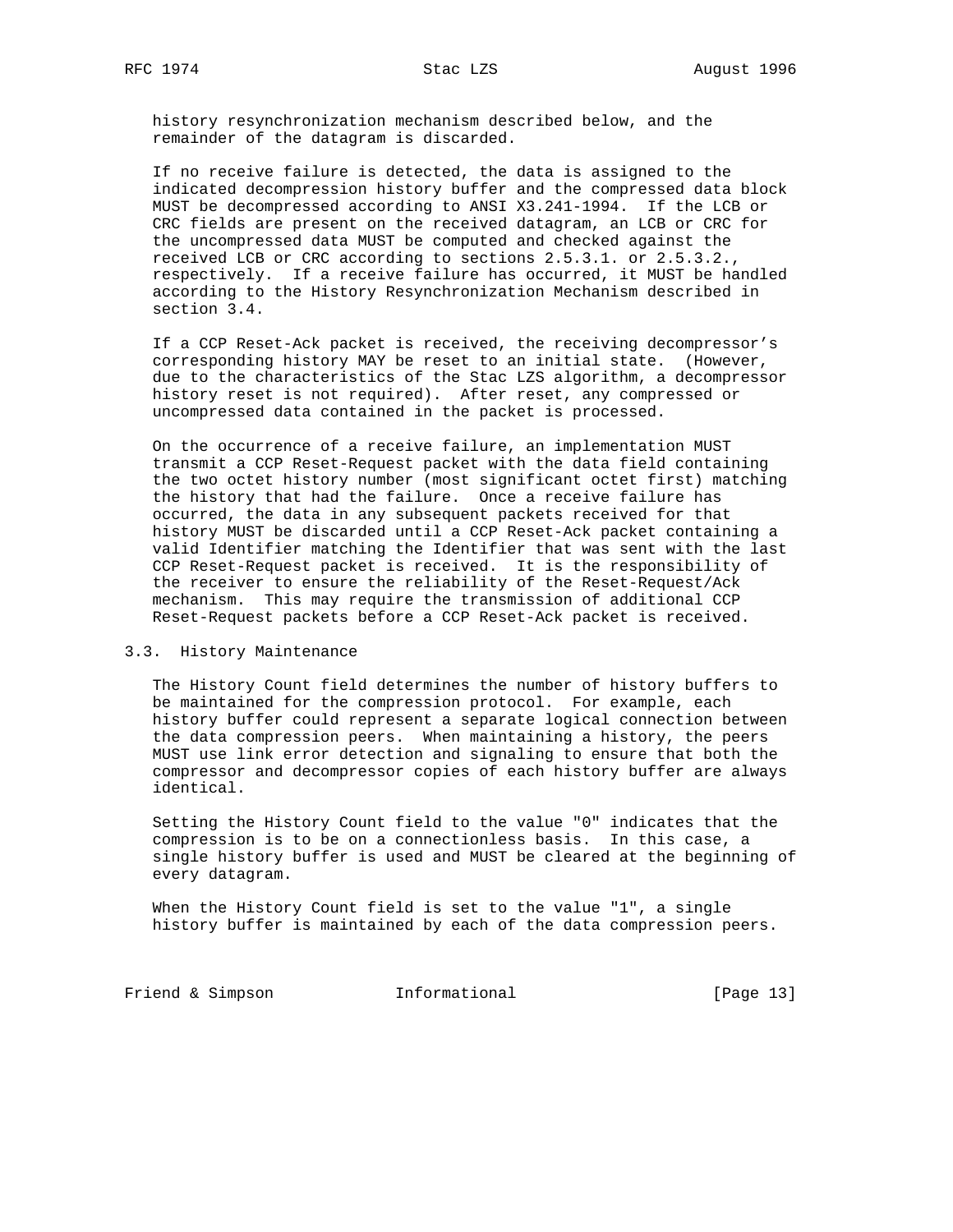history resynchronization mechanism described below, and the remainder of the datagram is discarded.

If no receive failure is detected, the data is assigned to the indicated decompression history buffer and the compressed data block MUST be decompressed according to ANSI X3.241-1994. If the LCB or CRC fields are present on the received datagram, an LCB or CRC for the uncompressed data MUST be computed and checked against the received LCB or CRC according to sections 2.5.3.1. or 2.5.3.2., respectively. If a receive failure has occurred, it MUST be handled according to the History Resynchronization Mechanism described in section 3.4.

If a CCP Reset-Ack packet is received, the receiving decompressor's corresponding history MAY be reset to an initial state. (However, due to the characteristics of the Stac LZS algorithm, a decompressor history reset is not required). After reset, any compressed or uncompressed data contained in the packet is processed.

On the occurrence of a receive failure, an implementation MUST transmit a CCP Reset-Request packet with the data field containing the two octet history number (most significant octet first) matching the history that had the failure. Once a receive failure has occurred, the data in any subsequent packets received for that history MUST be discarded until a CCP Reset-Ack packet containing a valid Identifier matching the Identifier that was sent with the last CCP Reset-Request packet is received. It is the responsibility of the receiver to ensure the reliability of the Reset-Request/Ack mechanism. This may require the transmission of additional CCP Reset-Request packets before a CCP Reset-Ack packet is received.

### 3.3. History Maintenance

The History Count field determines the number of history buffers to be maintained for the compression protocol. For example, each history buffer could represent a separate logical connection between the data compression peers. When maintaining a history, the peers MUST use link error detection and signaling to ensure that both the compressor and decompressor copies of each history buffer are always identical.

Setting the History Count field to the value "0" indicates that the compression is to be on a connectionless basis. In this case, a single history buffer is used and MUST be cleared at the beginning of every datagram.

When the History Count field is set to the value "1", a single history buffer is maintained by each of the data compression peers.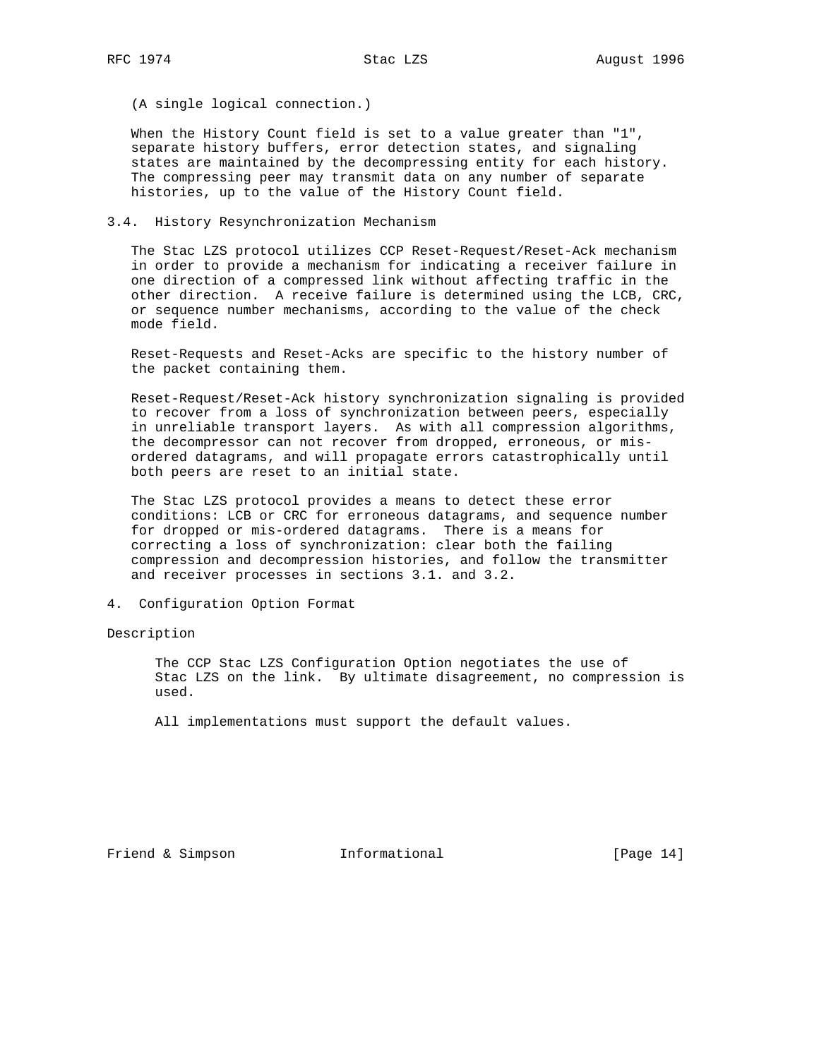(A single logical connection.)

When the History Count field is set to a value greater than "1", separate history buffers, error detection states, and signaling states are maintained by the decompressing entity for each history. The compressing peer may transmit data on any number of separate histories, up to the value of the History Count field.

## 3.4. History Resynchronization Mechanism

The Stac LZS protocol utilizes CCP Reset-Request/Reset-Ack mechanism in order to provide a mechanism for indicating a receiver failure in one direction of a compressed link without affecting traffic in the other direction. A receive failure is determined using the LCB, CRC, or sequence number mechanisms, according to the value of the check mode field.

Reset-Requests and Reset-Acks are specific to the history number of the packet containing them.

Reset-Request/Reset-Ack history synchronization signaling is provided to recover from a loss of synchronization between peers, especially in unreliable transport layers. As with all compression algorithms, the decompressor can not recover from dropped, erroneous, or mis-ordered datagrams, and will propagate errors catastrophically until both peers are reset to an initial state.

The Stac LZS protocol provides a means to detect these error conditions: LCB or CRC for erroneous datagrams, and sequence number for dropped or mis-ordered datagrams. There is a means for correcting a loss of synchronization: clear both the failing compression and decompression histories, and follow the transmitter and receiver processes in sections 3.1. and 3.2.

# 4. Configuration Option Format

Description

The CCP Stac LZS Configuration Option negotiates the use of Stac LZS on the link. By ultimate disagreement, no compression is used.

All implementations must support the default values.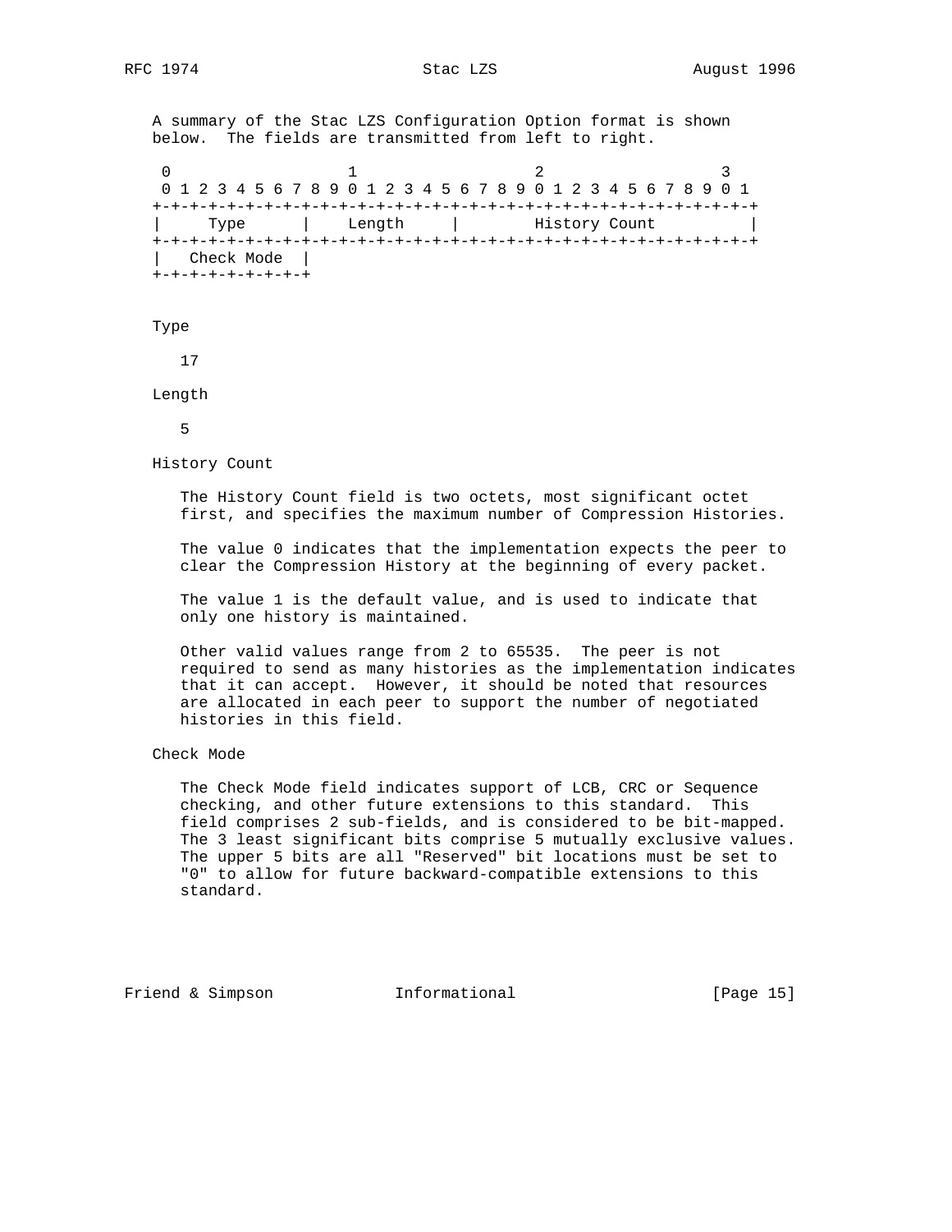A summary of the Stac LZS Configuration Option format is shown below. The fields are transmitted from left to right.

```
 0                   1                   2                   3
 0 1 2 3 4 5 6 7 8 9 0 1 2 3 4 5 6 7 8 9 0 1 2 3 4 5 6 7 8 9 0 1
+-+-+-+-+-+-+-+-+-+-+-+-+-+-+-+-+-+-+-+-+-+-+-+-+-+-+-+-+-+-+-+-+
|     Type      |    Length     |        History Count          |
+-+-+-+-+-+-+-+-+-+-+-+-+-+-+-+-+-+-+-+-+-+-+-+-+-+-+-+-+-+-+-+-+
|   Check Mode  |
+-+-+-+-+-+-+-+-+
```

Type

17

Length

5

History Count

The History Count field is two octets, most significant octet first, and specifies the maximum number of Compression Histories.

The value 0 indicates that the implementation expects the peer to clear the Compression History at the beginning of every packet.

The value 1 is the default value, and is used to indicate that only one history is maintained.

Other valid values range from 2 to 65535. The peer is not required to send as many histories as the implementation indicates that it can accept. However, it should be noted that resources are allocated in each peer to support the number of negotiated histories in this field.

Check Mode

The Check Mode field indicates support of LCB, CRC or Sequence checking, and other future extensions to this standard. This field comprises 2 sub-fields, and is considered to be bit-mapped. The 3 least significant bits comprise 5 mutually exclusive values. The upper 5 bits are all "Reserved" bit locations must be set to "0" to allow for future backward-compatible extensions to this standard.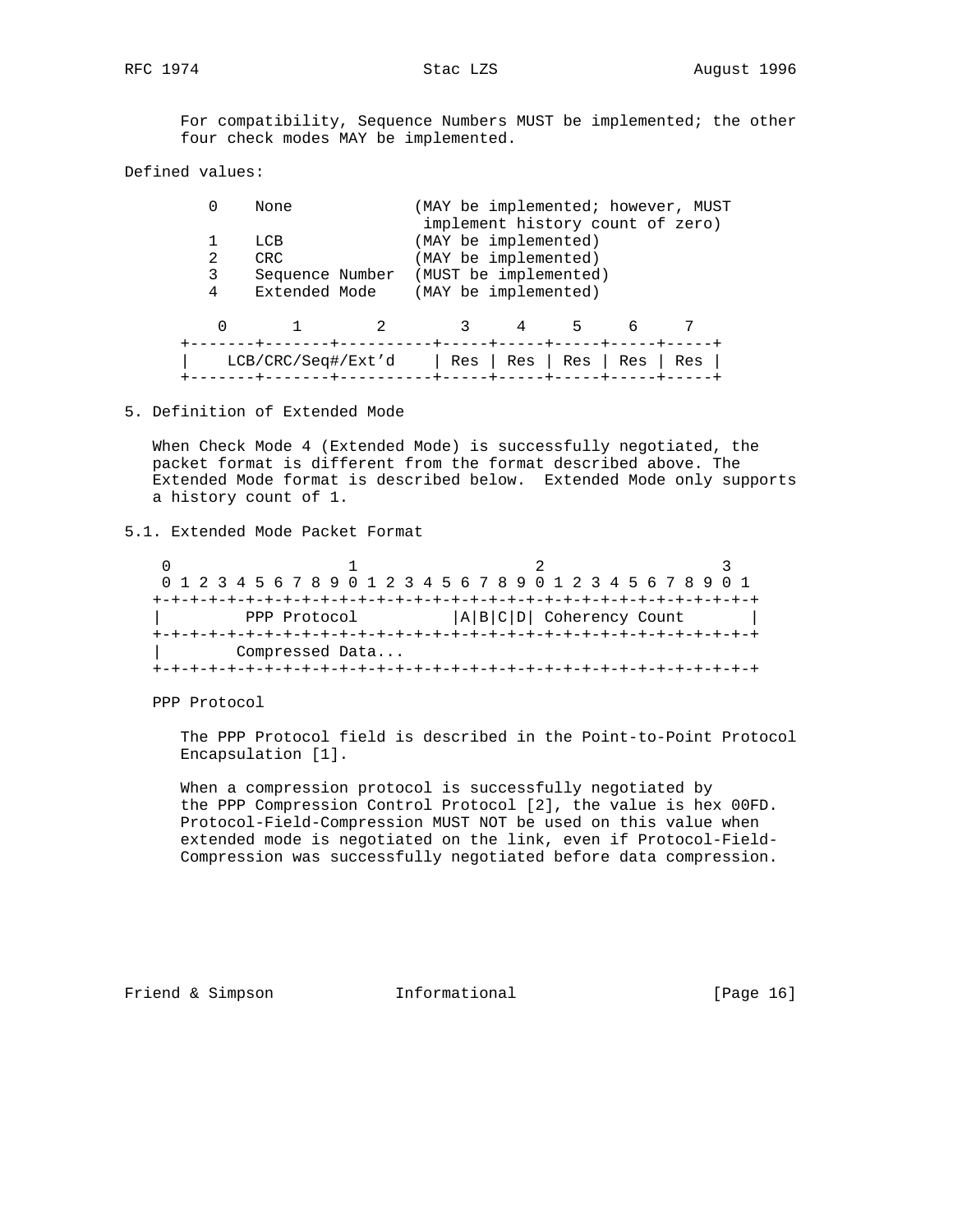For compatibility, Sequence Numbers MUST be implemented; the other four check modes MAY be implemented.

Defined values:

```
     0    None             (MAY be implemented; however, MUST
                            implement history count of zero)
     1    LCB              (MAY be implemented)
     2    CRC              (MAY be implemented)
     3    Sequence Number  (MUST be implemented)
     4    Extended Mode    (MAY be implemented)
```

```
      0       1        2        3     4     5     6     7
   +-------+-------+----------+-----+-----+-----+-----+-----+
   |    LCB/CRC/Seq#/Ext'd    | Res | Res | Res | Res | Res |
   +-------+-------+----------+-----+-----+-----+-----+-----+
```

## 5. Definition of Extended Mode

When Check Mode 4 (Extended Mode) is successfully negotiated, the packet format is different from the format described above. The Extended Mode format is described below. Extended Mode only supports a history count of 1.

### 5.1. Extended Mode Packet Format

```
 0                   1                   2                   3
 0 1 2 3 4 5 6 7 8 9 0 1 2 3 4 5 6 7 8 9 0 1 2 3 4 5 6 7 8 9 0 1
+-+-+-+-+-+-+-+-+-+-+-+-+-+-+-+-+-+-+-+-+-+-+-+-+-+-+-+-+-+-+-+-+
|         PPP Protocol          |A|B|C|D| Coherency Count       |
+-+-+-+-+-+-+-+-+-+-+-+-+-+-+-+-+-+-+-+-+-+-+-+-+-+-+-+-+-+-+-+-+
|        Compressed Data...
+-+-+-+-+-+-+-+-+-+-+-+-+-+-+-+-+-+-+-+-+-+-+-+-+-+-+-+-+-+-+-+-+
```

PPP Protocol

The PPP Protocol field is described in the Point-to-Point Protocol Encapsulation [1].

When a compression protocol is successfully negotiated by the PPP Compression Control Protocol [2], the value is hex 00FD. Protocol-Field-Compression MUST NOT be used on this value when extended mode is negotiated on the link, even if Protocol-Field-Compression was successfully negotiated before data compression.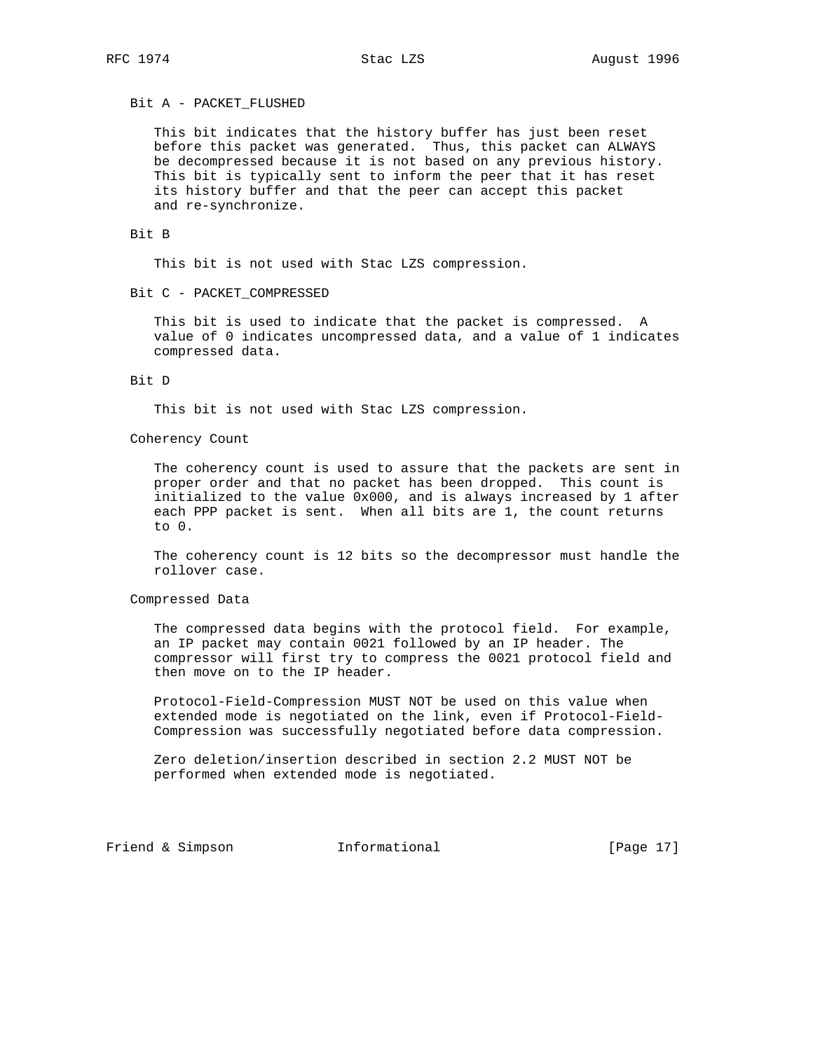Bit A - PACKET_FLUSHED

This bit indicates that the history buffer has just been reset before this packet was generated. Thus, this packet can ALWAYS be decompressed because it is not based on any previous history. This bit is typically sent to inform the peer that it has reset its history buffer and that the peer can accept this packet and re-synchronize.

Bit B

This bit is not used with Stac LZS compression.

Bit C - PACKET_COMPRESSED

This bit is used to indicate that the packet is compressed. A value of 0 indicates uncompressed data, and a value of 1 indicates compressed data.

Bit D

This bit is not used with Stac LZS compression.

Coherency Count

The coherency count is used to assure that the packets are sent in proper order and that no packet has been dropped. This count is initialized to the value 0x000, and is always increased by 1 after each PPP packet is sent. When all bits are 1, the count returns to 0.

The coherency count is 12 bits so the decompressor must handle the rollover case.

Compressed Data

The compressed data begins with the protocol field. For example, an IP packet may contain 0021 followed by an IP header. The compressor will first try to compress the 0021 protocol field and then move on to the IP header.

Protocol-Field-Compression MUST NOT be used on this value when extended mode is negotiated on the link, even if Protocol-Field-Compression was successfully negotiated before data compression.

Zero deletion/insertion described in section 2.2 MUST NOT be performed when extended mode is negotiated.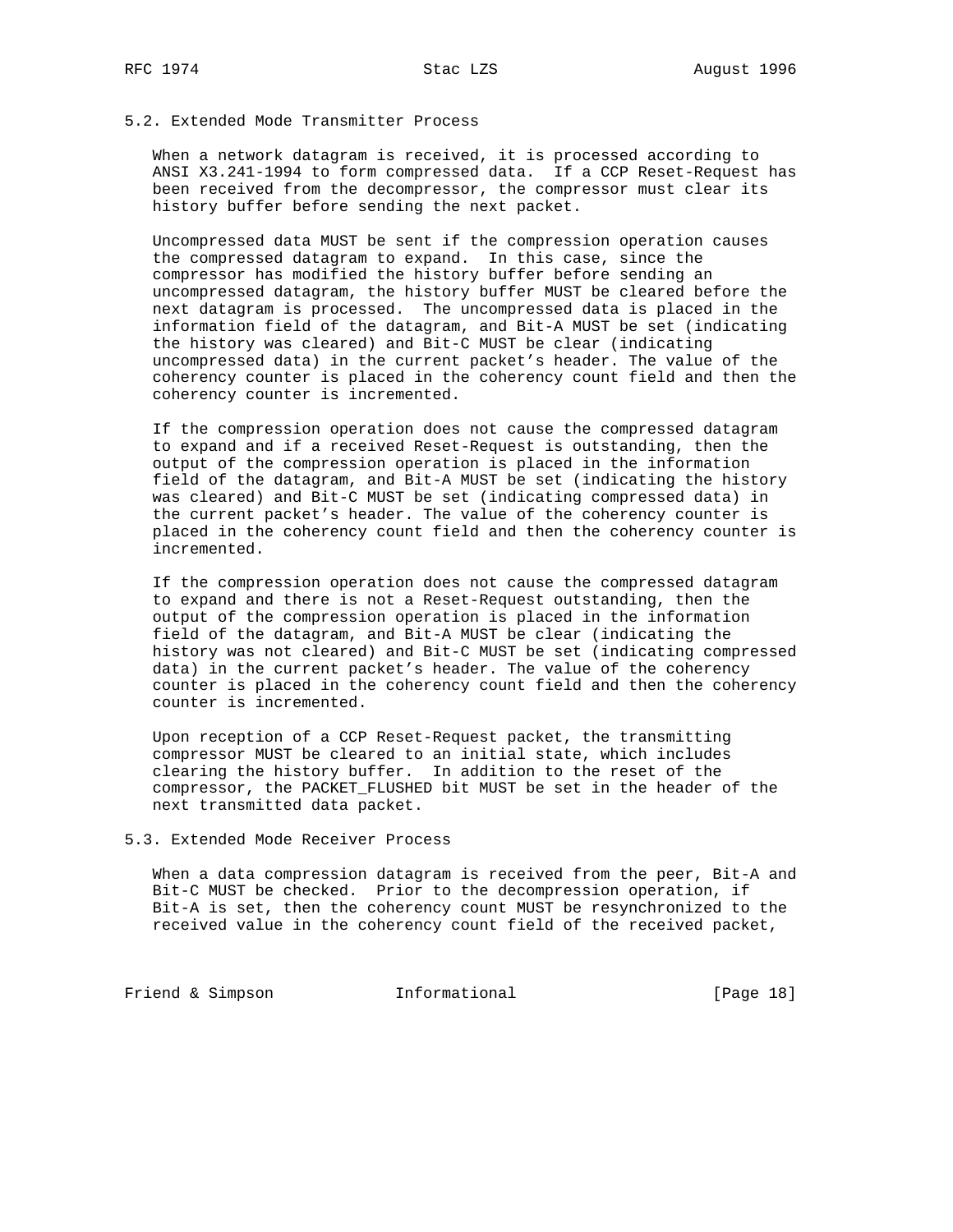### 5.2. Extended Mode Transmitter Process

When a network datagram is received, it is processed according to ANSI X3.241-1994 to form compressed data. If a CCP Reset-Request has been received from the decompressor, the compressor must clear its history buffer before sending the next packet.

Uncompressed data MUST be sent if the compression operation causes the compressed datagram to expand. In this case, since the compressor has modified the history buffer before sending an uncompressed datagram, the history buffer MUST be cleared before the next datagram is processed. The uncompressed data is placed in the information field of the datagram, and Bit-A MUST be set (indicating the history was cleared) and Bit-C MUST be clear (indicating uncompressed data) in the current packet's header. The value of the coherency counter is placed in the coherency count field and then the coherency counter is incremented.

If the compression operation does not cause the compressed datagram to expand and if a received Reset-Request is outstanding, then the output of the compression operation is placed in the information field of the datagram, and Bit-A MUST be set (indicating the history was cleared) and Bit-C MUST be set (indicating compressed data) in the current packet's header. The value of the coherency counter is placed in the coherency count field and then the coherency counter is incremented.

If the compression operation does not cause the compressed datagram to expand and there is not a Reset-Request outstanding, then the output of the compression operation is placed in the information field of the datagram, and Bit-A MUST be clear (indicating the history was not cleared) and Bit-C MUST be set (indicating compressed data) in the current packet's header. The value of the coherency counter is placed in the coherency count field and then the coherency counter is incremented.

Upon reception of a CCP Reset-Request packet, the transmitting compressor MUST be cleared to an initial state, which includes clearing the history buffer. In addition to the reset of the compressor, the PACKET_FLUSHED bit MUST be set in the header of the next transmitted data packet.

### 5.3. Extended Mode Receiver Process

When a data compression datagram is received from the peer, Bit-A and Bit-C MUST be checked. Prior to the decompression operation, if Bit-A is set, then the coherency count MUST be resynchronized to the received value in the coherency count field of the received packet,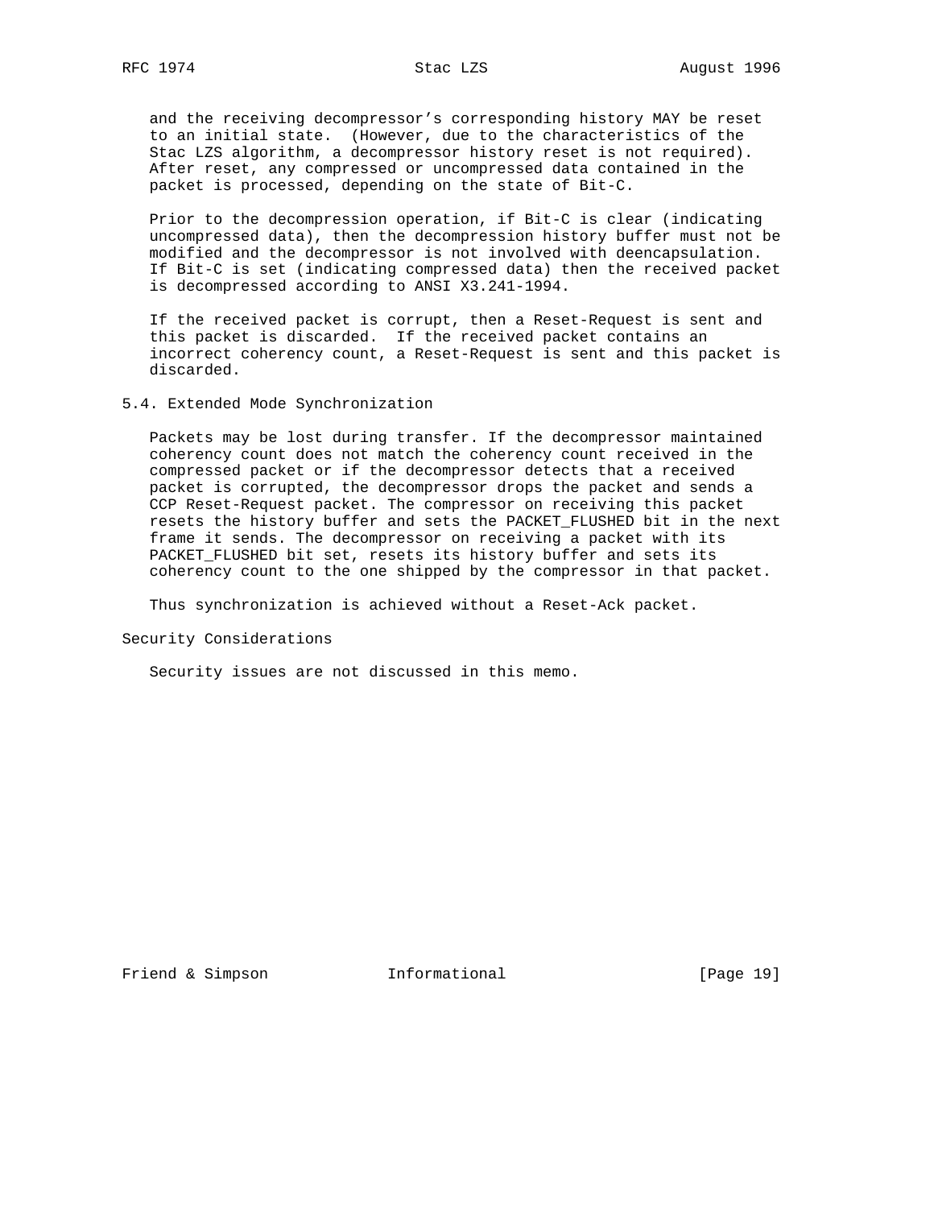and the receiving decompressor's corresponding history MAY be reset to an initial state. (However, due to the characteristics of the Stac LZS algorithm, a decompressor history reset is not required). After reset, any compressed or uncompressed data contained in the packet is processed, depending on the state of Bit-C.

Prior to the decompression operation, if Bit-C is clear (indicating uncompressed data), then the decompression history buffer must not be modified and the decompressor is not involved with deencapsulation. If Bit-C is set (indicating compressed data) then the received packet is decompressed according to ANSI X3.241-1994.

If the received packet is corrupt, then a Reset-Request is sent and this packet is discarded. If the received packet contains an incorrect coherency count, a Reset-Request is sent and this packet is discarded.

## 5.4. Extended Mode Synchronization

Packets may be lost during transfer. If the decompressor maintained coherency count does not match the coherency count received in the compressed packet or if the decompressor detects that a received packet is corrupted, the decompressor drops the packet and sends a CCP Reset-Request packet. The compressor on receiving this packet resets the history buffer and sets the PACKET_FLUSHED bit in the next frame it sends. The decompressor on receiving a packet with its PACKET_FLUSHED bit set, resets its history buffer and sets its coherency count to the one shipped by the compressor in that packet.

Thus synchronization is achieved without a Reset-Ack packet.

## Security Considerations

Security issues are not discussed in this memo.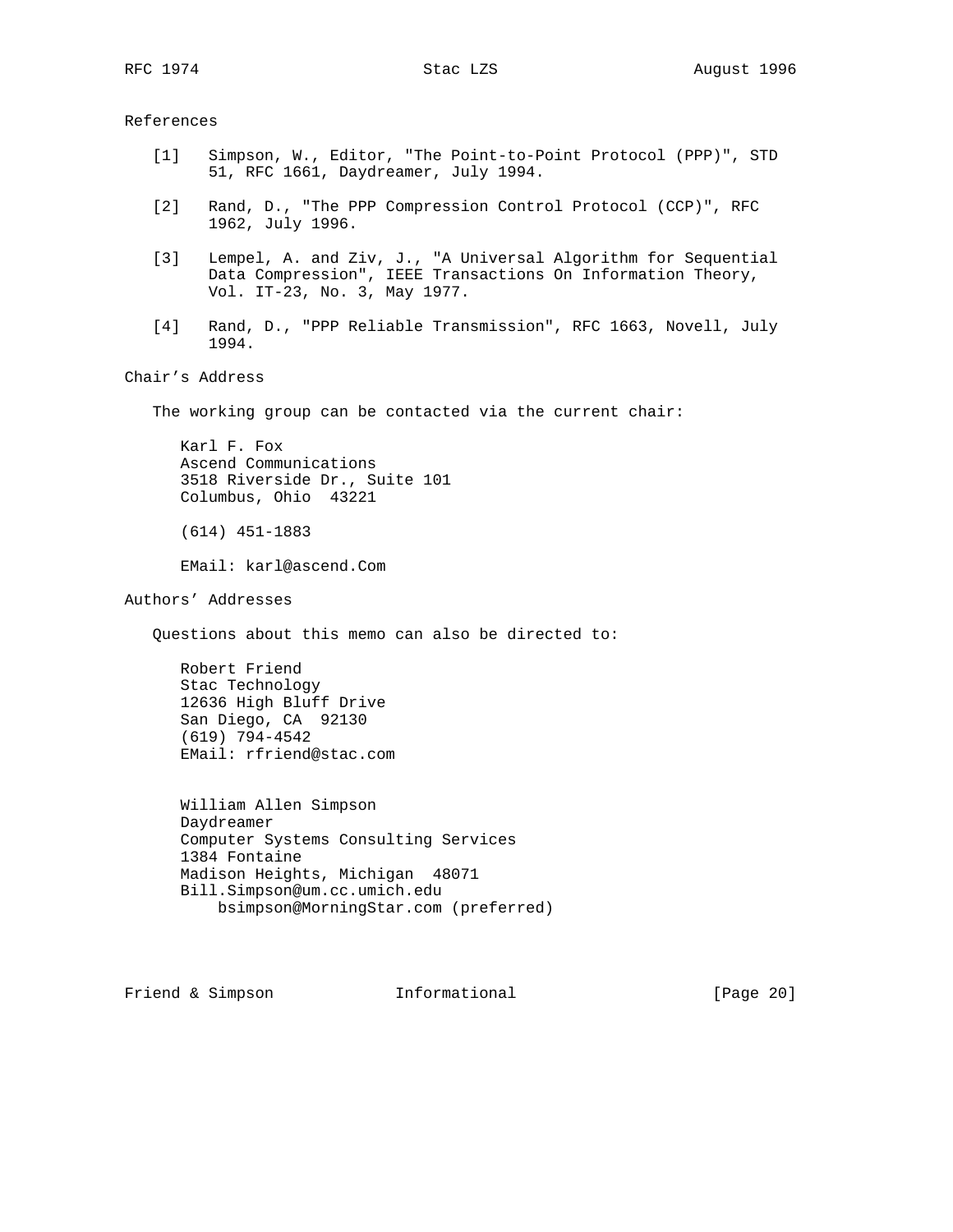## References

[1] Simpson, W., Editor, "The Point-to-Point Protocol (PPP)", STD 51, RFC 1661, Daydreamer, July 1994.

[2] Rand, D., "The PPP Compression Control Protocol (CCP)", RFC 1962, July 1996.

[3] Lempel, A. and Ziv, J., "A Universal Algorithm for Sequential Data Compression", IEEE Transactions On Information Theory, Vol. IT-23, No. 3, May 1977.

[4] Rand, D., "PPP Reliable Transmission", RFC 1663, Novell, July 1994.

## Chair's Address

The working group can be contacted via the current chair:

Karl F. Fox
Ascend Communications
3518 Riverside Dr., Suite 101
Columbus, Ohio 43221

(614) 451-1883

EMail: karl@ascend.Com

## Authors' Addresses

Questions about this memo can also be directed to:

Robert Friend
Stac Technology
12636 High Bluff Drive
San Diego, CA 92130
(619) 794-4542
EMail: rfriend@stac.com

William Allen Simpson
Daydreamer
Computer Systems Consulting Services
1384 Fontaine
Madison Heights, Michigan 48071
Bill.Simpson@um.cc.umich.edu
bsimpson@MorningStar.com (preferred)